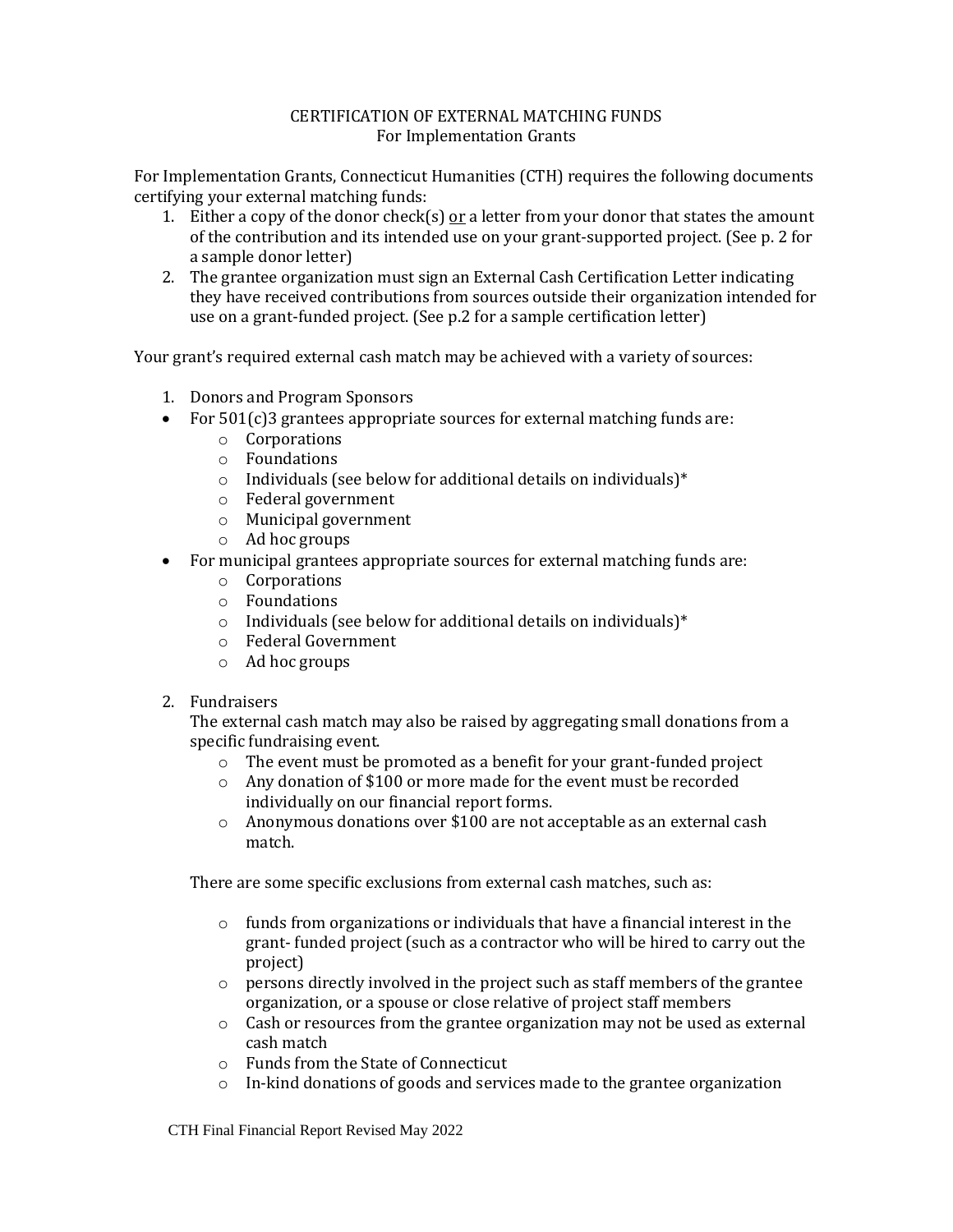# CERTIFICATION OF EXTERNAL MATCHING FUNDS
## For Implementation Grants

For Implementation Grants, Connecticut Humanities (CTH) requires the following documents certifying your external matching funds:

1. Either a copy of the donor check(s) <u>or</u> a letter from your donor that states the amount of the contribution and its intended use on your grant-supported project. (See p. 2 for a sample donor letter)
2. The grantee organization must sign an External Cash Certification Letter indicating they have received contributions from sources outside their organization intended for use on a grant-funded project. (See p.2 for a sample certification letter)

Your grant's required external cash match may be achieved with a variety of sources:

1. Donors and Program Sponsors
   - For 501(c)3 grantees appropriate sources for external matching funds are:
     - Corporations
     - Foundations
     - Individuals (see below for additional details on individuals)*
     - Federal government
     - Municipal government
     - Ad hoc groups
   - For municipal grantees appropriate sources for external matching funds are:
     - Corporations
     - Foundations
     - Individuals (see below for additional details on individuals)*
     - Federal Government
     - Ad hoc groups

2. Fundraisers

   The external cash match may also be raised by aggregating small donations from a specific fundraising event.
   - The event must be promoted as a benefit for your grant-funded project
   - Any donation of $100 or more made for the event must be recorded individually on our financial report forms.
   - Anonymous donations over $100 are not acceptable as an external cash match.

   There are some specific exclusions from external cash matches, such as:

   - funds from organizations or individuals that have a financial interest in the grant- funded project (such as a contractor who will be hired to carry out the project)
   - persons directly involved in the project such as staff members of the grantee organization, or a spouse or close relative of project staff members
   - Cash or resources from the grantee organization may not be used as external cash match
   - Funds from the State of Connecticut
   - In-kind donations of goods and services made to the grantee organization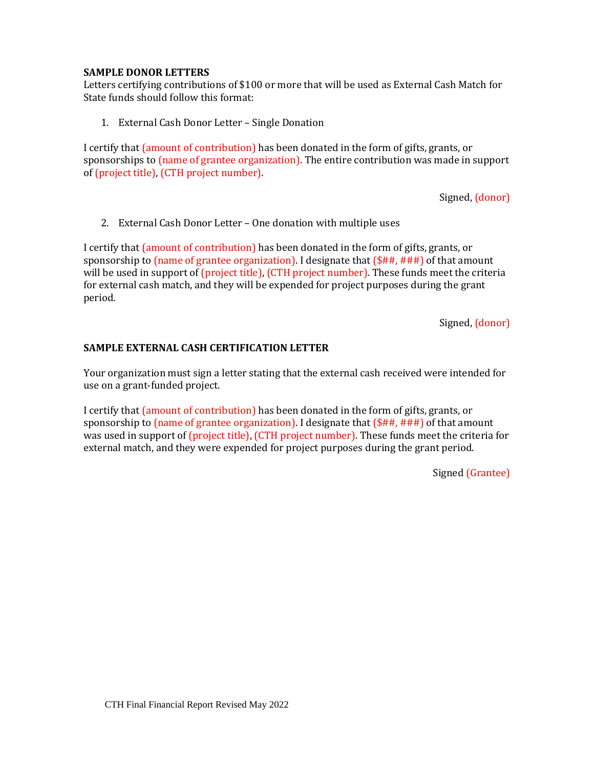**SAMPLE DONOR LETTERS**

Letters certifying contributions of $100 or more that will be used as External Cash Match for State funds should follow this format:

1. External Cash Donor Letter – Single Donation

I certify that (amount of contribution) has been donated in the form of gifts, grants, or sponsorships to (name of grantee organization). The entire contribution was made in support of (project title), (CTH project number).

Signed, (donor)

2. External Cash Donor Letter – One donation with multiple uses

I certify that (amount of contribution) has been donated in the form of gifts, grants, or sponsorship to (name of grantee organization). I designate that ($##, ###) of that amount will be used in support of (project title), (CTH project number). These funds meet the criteria for external cash match, and they will be expended for project purposes during the grant period.

Signed, (donor)

**SAMPLE EXTERNAL CASH CERTIFICATION LETTER**

Your organization must sign a letter stating that the external cash received were intended for use on a grant-funded project.

I certify that (amount of contribution) has been donated in the form of gifts, grants, or sponsorship to (name of grantee organization). I designate that ($##, ###) of that amount was used in support of (project title), (CTH project number). These funds meet the criteria for external match, and they were expended for project purposes during the grant period.

Signed (Grantee)